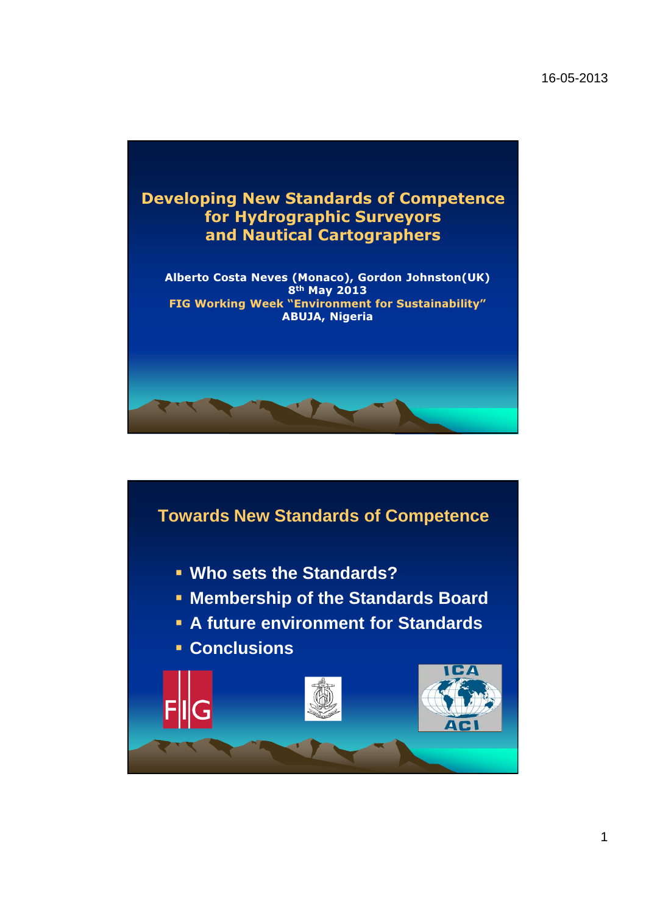# Developing New Standards of Competence for Hydrographic Surveyors and Nautical Cartographers

**Alberto Costa Neves (Monaco), Gordon Johnston(UK)**
**8th May 2013**
**FIG Working Week "Environment for Sustainability"**
**ABUJA, Nigeria**

## Towards New Standards of Competence

- **Who sets the Standards?**
- **Membership of the Standards Board**
- **A future environment for Standards**
- **Conclusions**

FIG

ICA ACI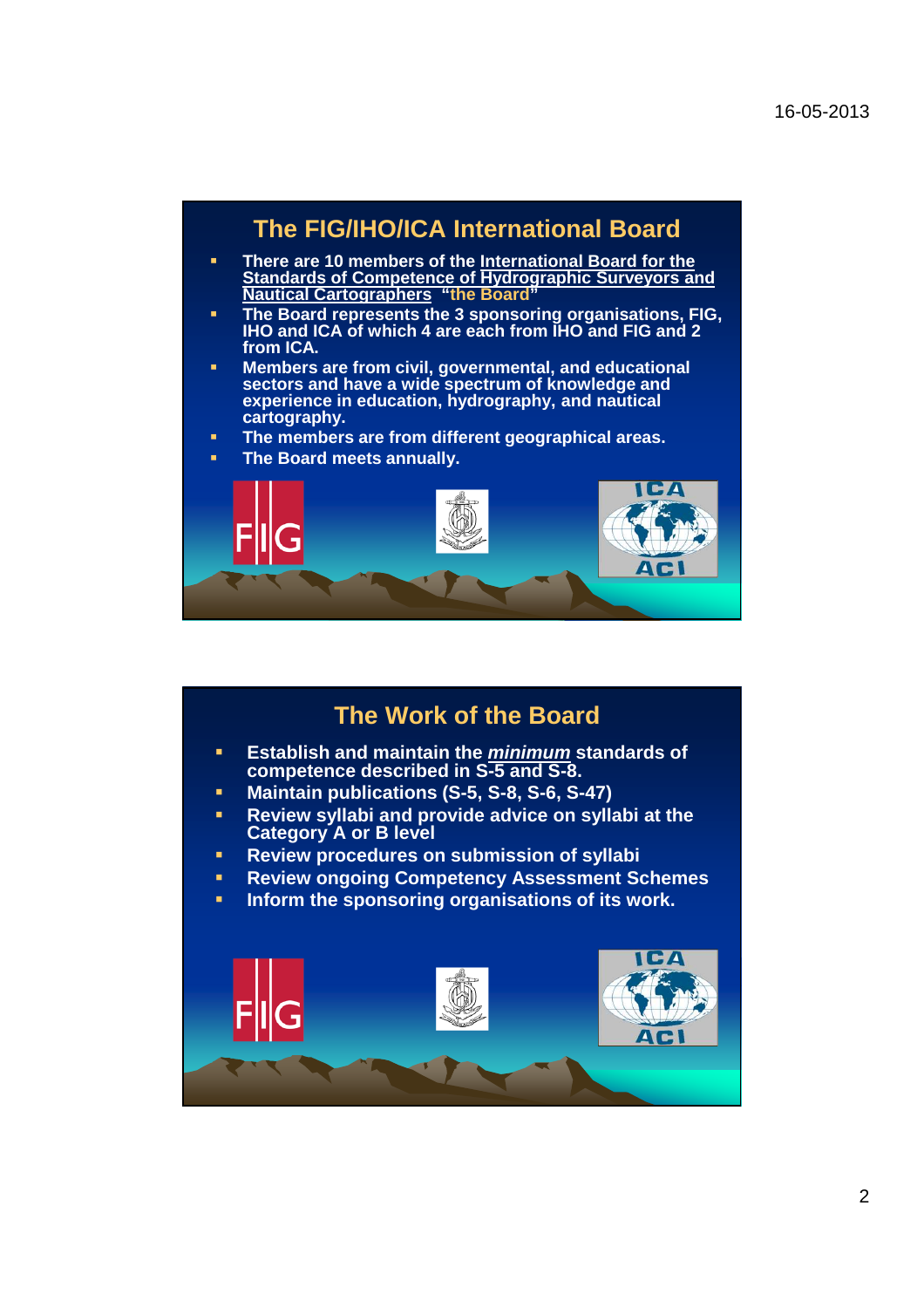## The FIG/IHO/ICA International Board

- There are 10 members of the International Board for the Standards of Competence of Hydrographic Surveyors and Nautical Cartographers "the Board"
- The Board represents the 3 sponsoring organisations, FIG, IHO and ICA of which 4 are each from IHO and FIG and 2 from ICA.
- Members are from civil, governmental, and educational sectors and have a wide spectrum of knowledge and experience in education, hydrography, and nautical cartography.
- The members are from different geographical areas.
- The Board meets annually.

## The Work of the Board

- Establish and maintain the ***minimum*** standards of competence described in S-5 and S-8.
- Maintain publications (S-5, S-8, S-6, S-47)
- Review syllabi and provide advice on syllabi at the Category A or B level
- Review procedures on submission of syllabi
- Review ongoing Competency Assessment Schemes
- Inform the sponsoring organisations of its work.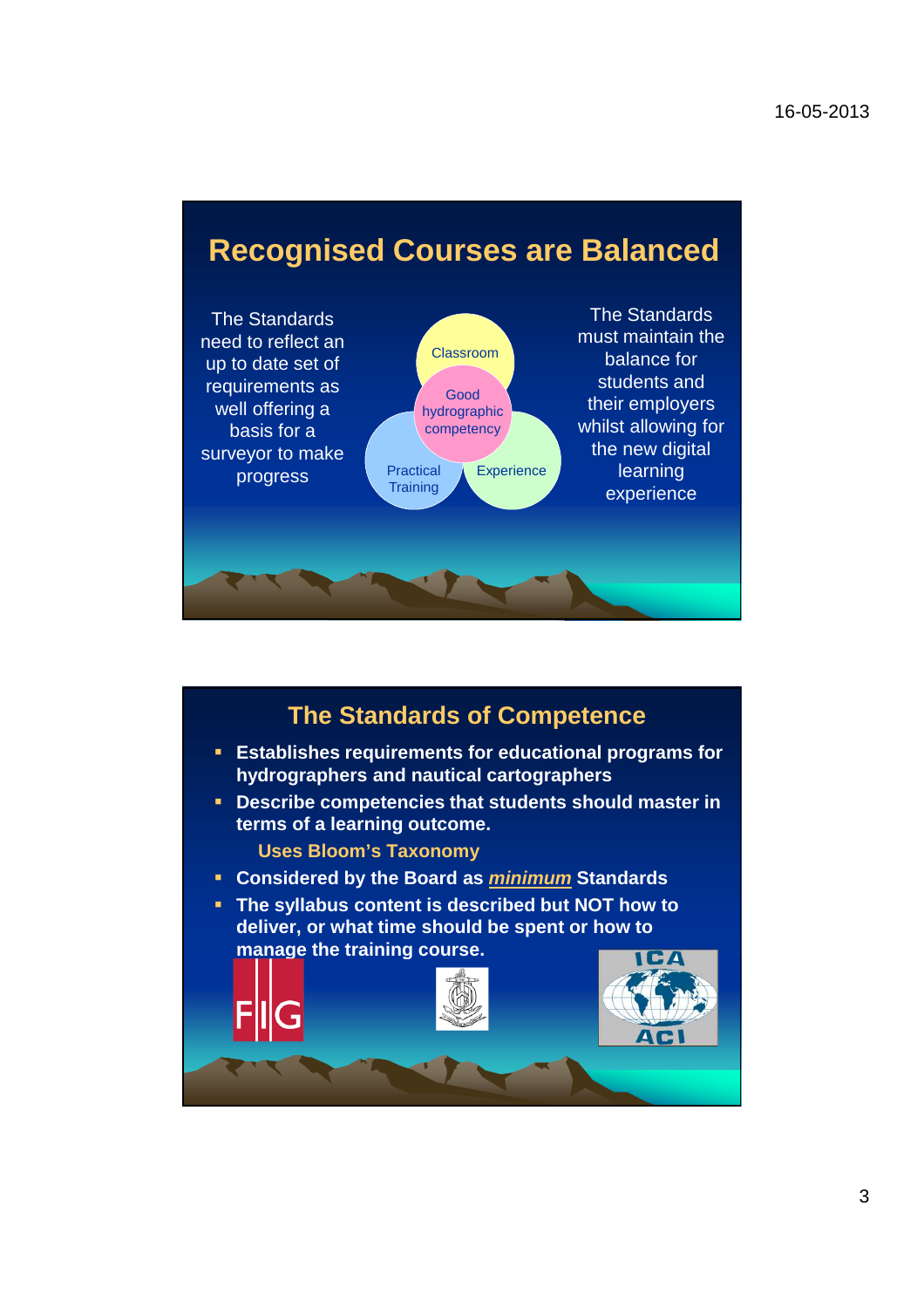## Recognised Courses are Balanced

The Standards need to reflect an up to date set of requirements as well offering a basis for a surveyor to make progress

Classroom

Good hydrographic competency

Practical Training

Experience

The Standards must maintain the balance for students and their employers whilst allowing for the new digital learning experience

## The Standards of Competence

- **Establishes requirements for educational programs for hydrographers and nautical cartographers**
- **Describe competencies that students should master in terms of a learning outcome.**

  **Uses Bloom's Taxonomy**
- **Considered by the Board as *minimum* Standards**
- **The syllabus content is described but NOT how to deliver, or what time should be spent or how to manage the training course.**

FIG

ICA ACI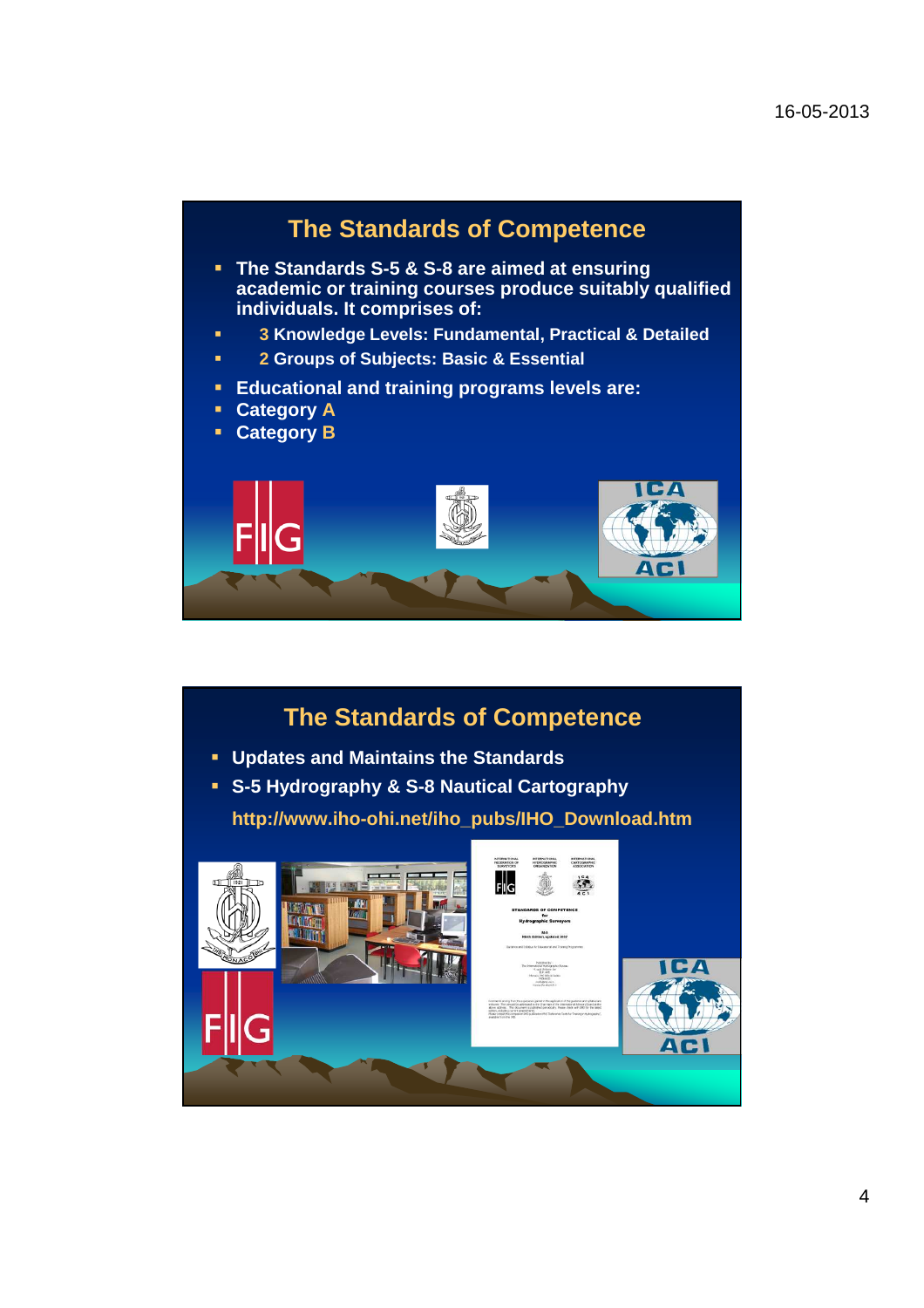## The Standards of Competence

- The Standards S-5 & S-8 are aimed at ensuring academic or training courses produce suitably qualified individuals. It comprises of:
  - 3 Knowledge Levels: Fundamental, Practical & Detailed
  - 2 Groups of Subjects: Basic & Essential
- Educational and training programs levels are:
- Category A
- Category B

## The Standards of Competence

- Updates and Maintains the Standards
- S-5 Hydrography & S-8 Nautical Cartography

http://www.iho-ohi.net/iho_pubs/IHO_Download.htm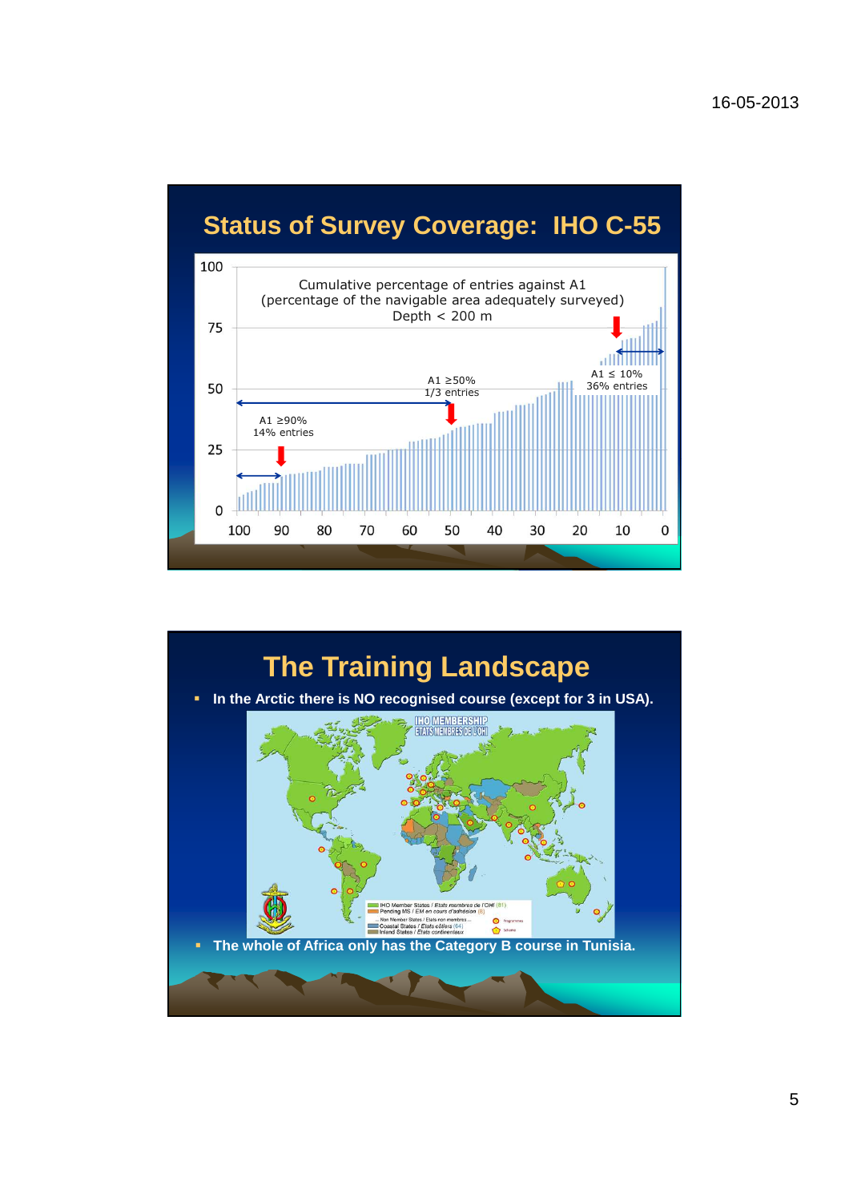## Status of Survey Coverage: IHO C-55

Cumulative percentage of entries against A1
(percentage of the navigable area adequately surveyed)
Depth < 200 m

A1 ≥90%
14% entries

A1 ≥50%
1/3 entries

A1 ≤ 10%
36% entries

## The Training Landscape

- In the Arctic there is NO recognised course (except for 3 in USA).
- The whole of Africa only has the Category B course in Tunisia.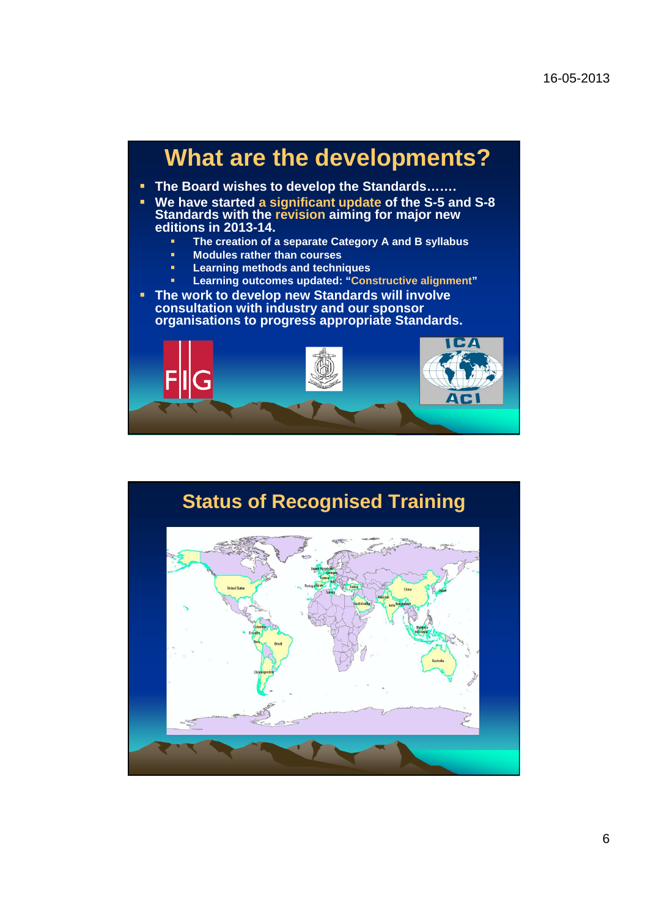# What are the developments?

- The Board wishes to develop the Standards…….
- We have started a significant update of the S-5 and S-8 Standards with the revision aiming for major new editions in 2013-14.
  - The creation of a separate Category A and B syllabus
  - Modules rather than courses
  - Learning methods and techniques
  - Learning outcomes updated: "Constructive alignment"
- The work to develop new Standards will involve consultation with industry and our sponsor organisations to progress appropriate Standards.

# Status of Recognised Training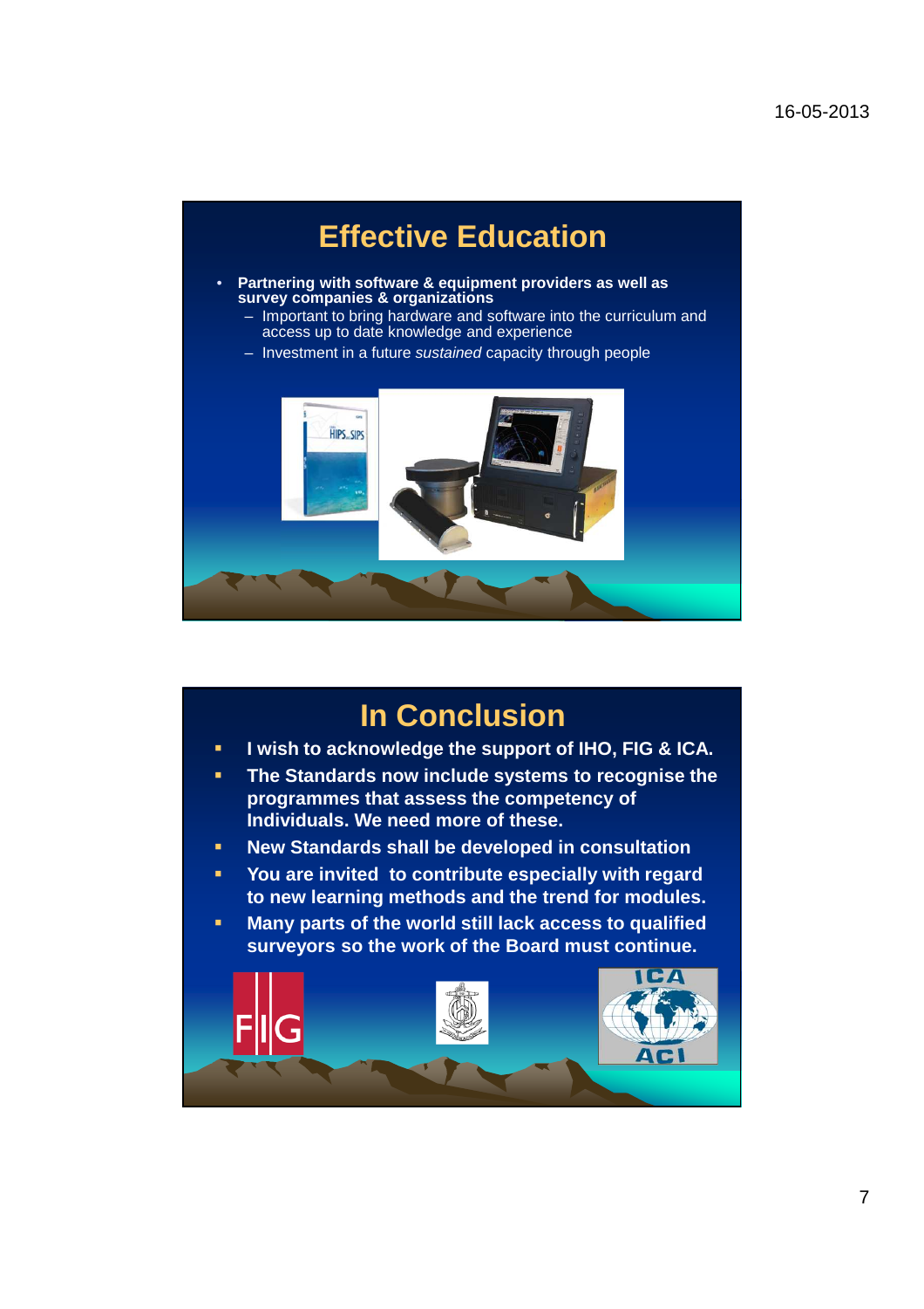## Effective Education

- **Partnering with software & equipment providers as well as survey companies & organizations**
  - Important to bring hardware and software into the curriculum and access up to date knowledge and experience
  - Investment in a future *sustained* capacity through people

## In Conclusion

- **I wish to acknowledge the support of IHO, FIG & ICA.**
- **The Standards now include systems to recognise the programmes that assess the competency of Individuals. We need more of these.**
- **New Standards shall be developed in consultation**
- **You are invited to contribute especially with regard to new learning methods and the trend for modules.**
- **Many parts of the world still lack access to qualified surveyors so the work of the Board must continue.**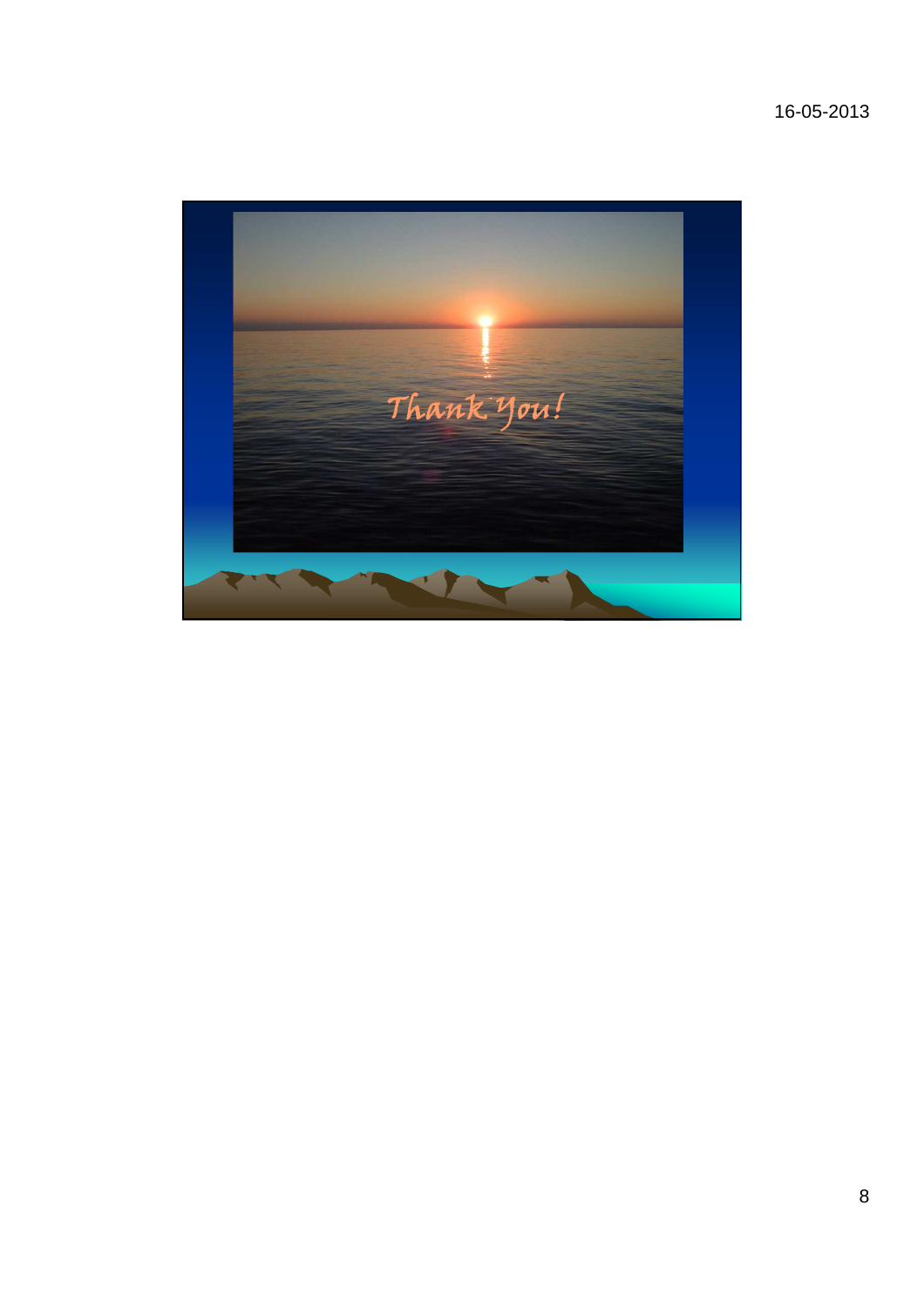Thank You!